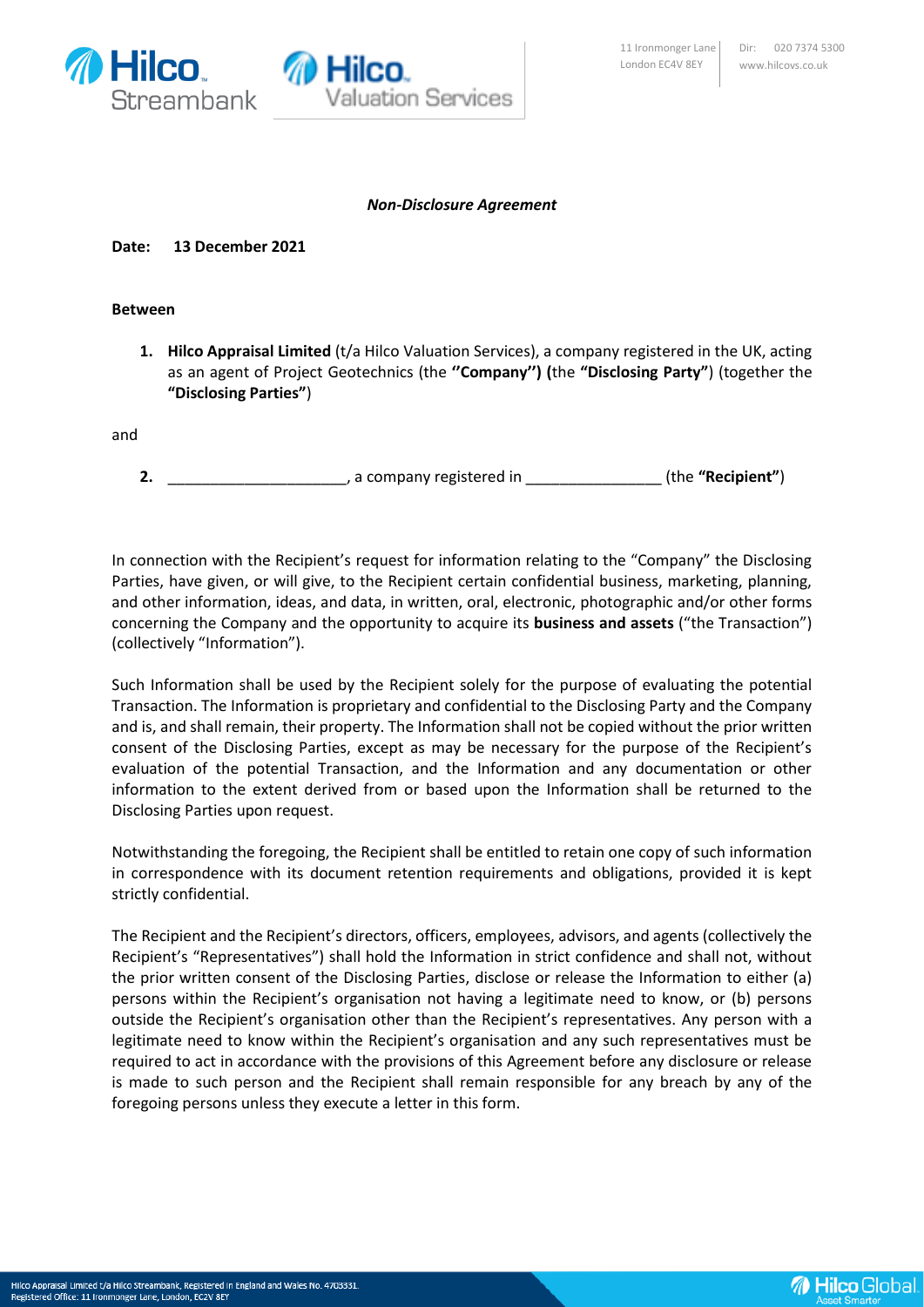***Non-Disclosure Agreement***

**Date: 13 December 2021**

**Between**

1. **Hilco Appraisal Limited** (t/a Hilco Valuation Services), a company registered in the UK, acting as an agent of Project Geotechnics (the **''Company'') (**the **"Disclosing Party"**) (together the **"Disclosing Parties"**)

and

2. _____________________, a company registered in ________________ (the **"Recipient"**)

In connection with the Recipient's request for information relating to the "Company" the Disclosing Parties, have given, or will give, to the Recipient certain confidential business, marketing, planning, and other information, ideas, and data, in written, oral, electronic, photographic and/or other forms concerning the Company and the opportunity to acquire its **business and assets** ("the Transaction") (collectively "Information").

Such Information shall be used by the Recipient solely for the purpose of evaluating the potential Transaction. The Information is proprietary and confidential to the Disclosing Party and the Company and is, and shall remain, their property. The Information shall not be copied without the prior written consent of the Disclosing Parties, except as may be necessary for the purpose of the Recipient's evaluation of the potential Transaction, and the Information and any documentation or other information to the extent derived from or based upon the Information shall be returned to the Disclosing Parties upon request.

Notwithstanding the foregoing, the Recipient shall be entitled to retain one copy of such information in correspondence with its document retention requirements and obligations, provided it is kept strictly confidential.

The Recipient and the Recipient's directors, officers, employees, advisors, and agents (collectively the Recipient's "Representatives") shall hold the Information in strict confidence and shall not, without the prior written consent of the Disclosing Parties, disclose or release the Information to either (a) persons within the Recipient's organisation not having a legitimate need to know, or (b) persons outside the Recipient's organisation other than the Recipient's representatives. Any person with a legitimate need to know within the Recipient's organisation and any such representatives must be required to act in accordance with the provisions of this Agreement before any disclosure or release is made to such person and the Recipient shall remain responsible for any breach by any of the foregoing persons unless they execute a letter in this form.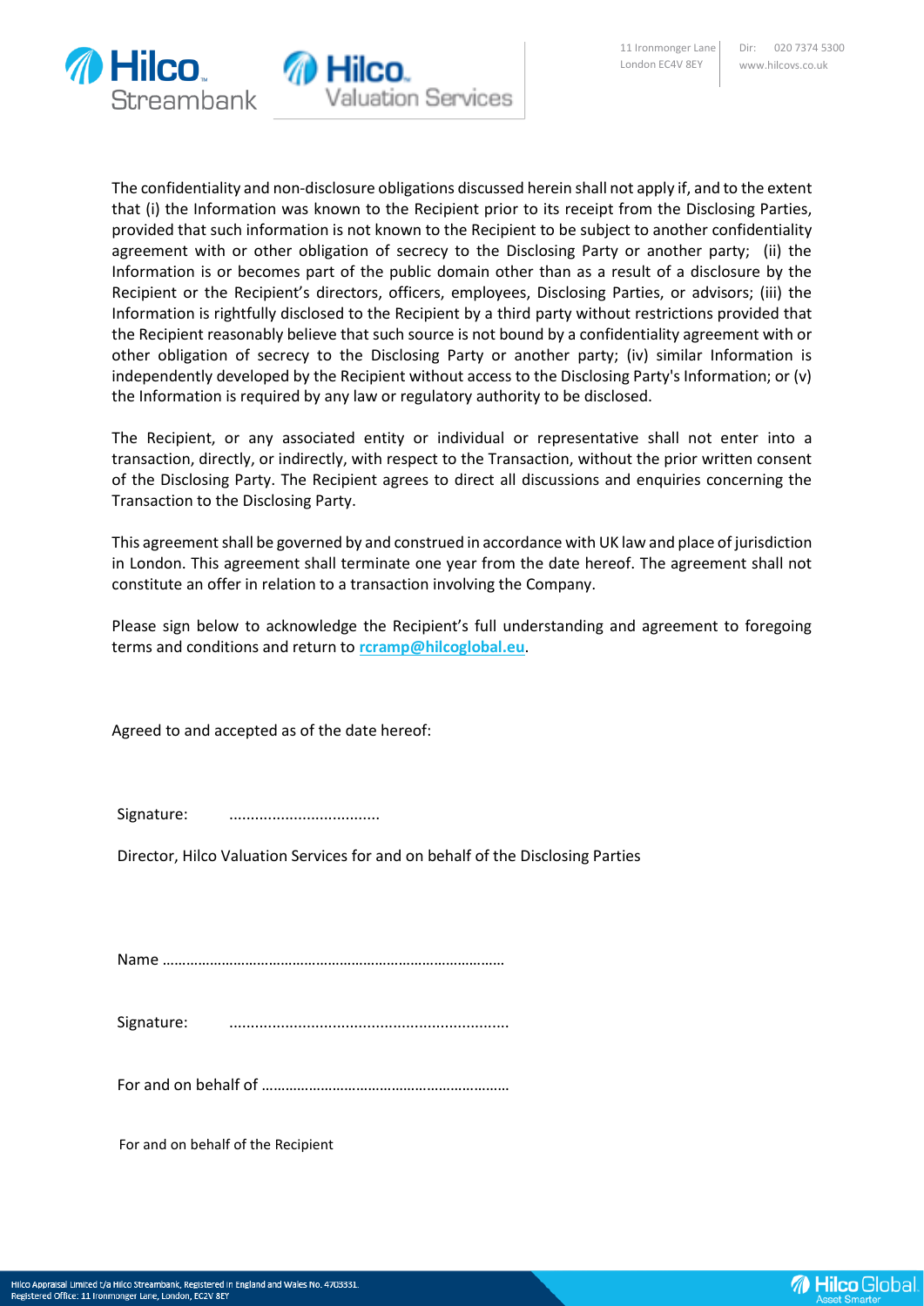The confidentiality and non-disclosure obligations discussed herein shall not apply if, and to the extent that (i) the Information was known to the Recipient prior to its receipt from the Disclosing Parties, provided that such information is not known to the Recipient to be subject to another confidentiality agreement with or other obligation of secrecy to the Disclosing Party or another party; (ii) the Information is or becomes part of the public domain other than as a result of a disclosure by the Recipient or the Recipient's directors, officers, employees, Disclosing Parties, or advisors; (iii) the Information is rightfully disclosed to the Recipient by a third party without restrictions provided that the Recipient reasonably believe that such source is not bound by a confidentiality agreement with or other obligation of secrecy to the Disclosing Party or another party; (iv) similar Information is independently developed by the Recipient without access to the Disclosing Party's Information; or (v) the Information is required by any law or regulatory authority to be disclosed.

The Recipient, or any associated entity or individual or representative shall not enter into a transaction, directly, or indirectly, with respect to the Transaction, without the prior written consent of the Disclosing Party. The Recipient agrees to direct all discussions and enquiries concerning the Transaction to the Disclosing Party.

This agreement shall be governed by and construed in accordance with UK law and place of jurisdiction in London. This agreement shall terminate one year from the date hereof. The agreement shall not constitute an offer in relation to a transaction involving the Company.

Please sign below to acknowledge the Recipient's full understanding and agreement to foregoing terms and conditions and return to **rcramp@hilcoglobal.eu**.

Agreed to and accepted as of the date hereof:

Signature: ..................................

Director, Hilco Valuation Services for and on behalf of the Disclosing Parties

Name ……………………………………………………………………………

Signature: ................................................................

For and on behalf of ……………………………………………………

For and on behalf of the Recipient